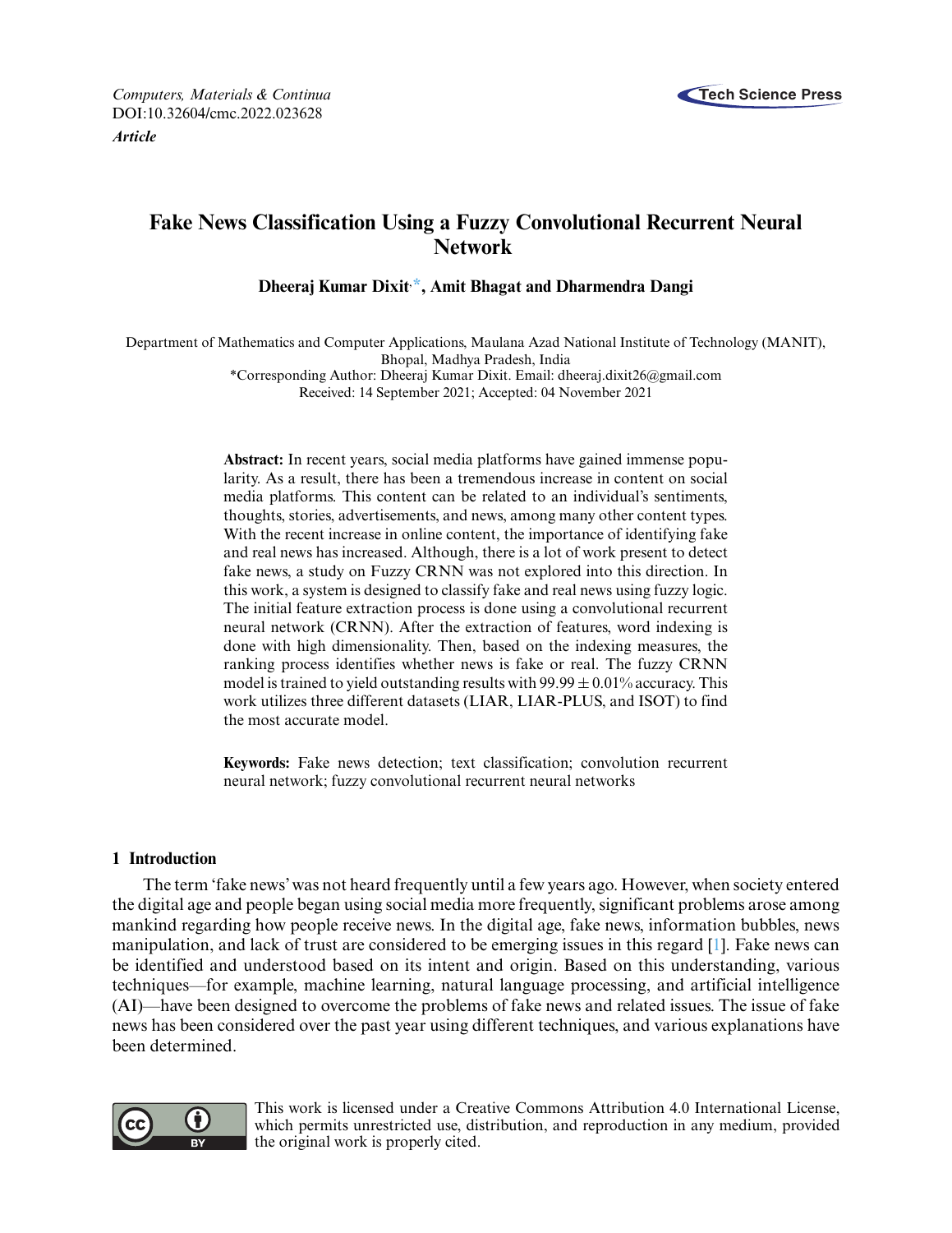*Computers, Materials & Continua*
DOI:10.32604/cmc.2022.023628
***Article***

# Fake News Classification Using a Fuzzy Convolutional Recurrent Neural Network

**Dheeraj Kumar Dixit*, Amit Bhagat and Dharmendra Dangi**

Department of Mathematics and Computer Applications, Maulana Azad National Institute of Technology (MANIT), Bhopal, Madhya Pradesh, India
*Corresponding Author: Dheeraj Kumar Dixit. Email: dheeraj.dixit26@gmail.com
Received: 14 September 2021; Accepted: 04 November 2021

**Abstract:** In recent years, social media platforms have gained immense popularity. As a result, there has been a tremendous increase in content on social media platforms. This content can be related to an individual's sentiments, thoughts, stories, advertisements, and news, among many other content types. With the recent increase in online content, the importance of identifying fake and real news has increased. Although, there is a lot of work present to detect fake news, a study on Fuzzy CRNN was not explored into this direction. In this work, a system is designed to classify fake and real news using fuzzy logic. The initial feature extraction process is done using a convolutional recurrent neural network (CRNN). After the extraction of features, word indexing is done with high dimensionality. Then, based on the indexing measures, the ranking process identifies whether news is fake or real. The fuzzy CRNN model is trained to yield outstanding results with $99.99 \pm 0.01\%$ accuracy. This work utilizes three different datasets (LIAR, LIAR-PLUS, and ISOT) to find the most accurate model.

**Keywords:** Fake news detection; text classification; convolution recurrent neural network; fuzzy convolutional recurrent neural networks

## 1 Introduction

The term 'fake news' was not heard frequently until a few years ago. However, when society entered the digital age and people began using social media more frequently, significant problems arose among mankind regarding how people receive news. In the digital age, fake news, information bubbles, news manipulation, and lack of trust are considered to be emerging issues in this regard [1]. Fake news can be identified and understood based on its intent and origin. Based on this understanding, various techniques—for example, machine learning, natural language processing, and artificial intelligence (AI)—have been designed to overcome the problems of fake news and related issues. The issue of fake news has been considered over the past year using different techniques, and various explanations have been determined.

This work is licensed under a Creative Commons Attribution 4.0 International License, which permits unrestricted use, distribution, and reproduction in any medium, provided the original work is properly cited.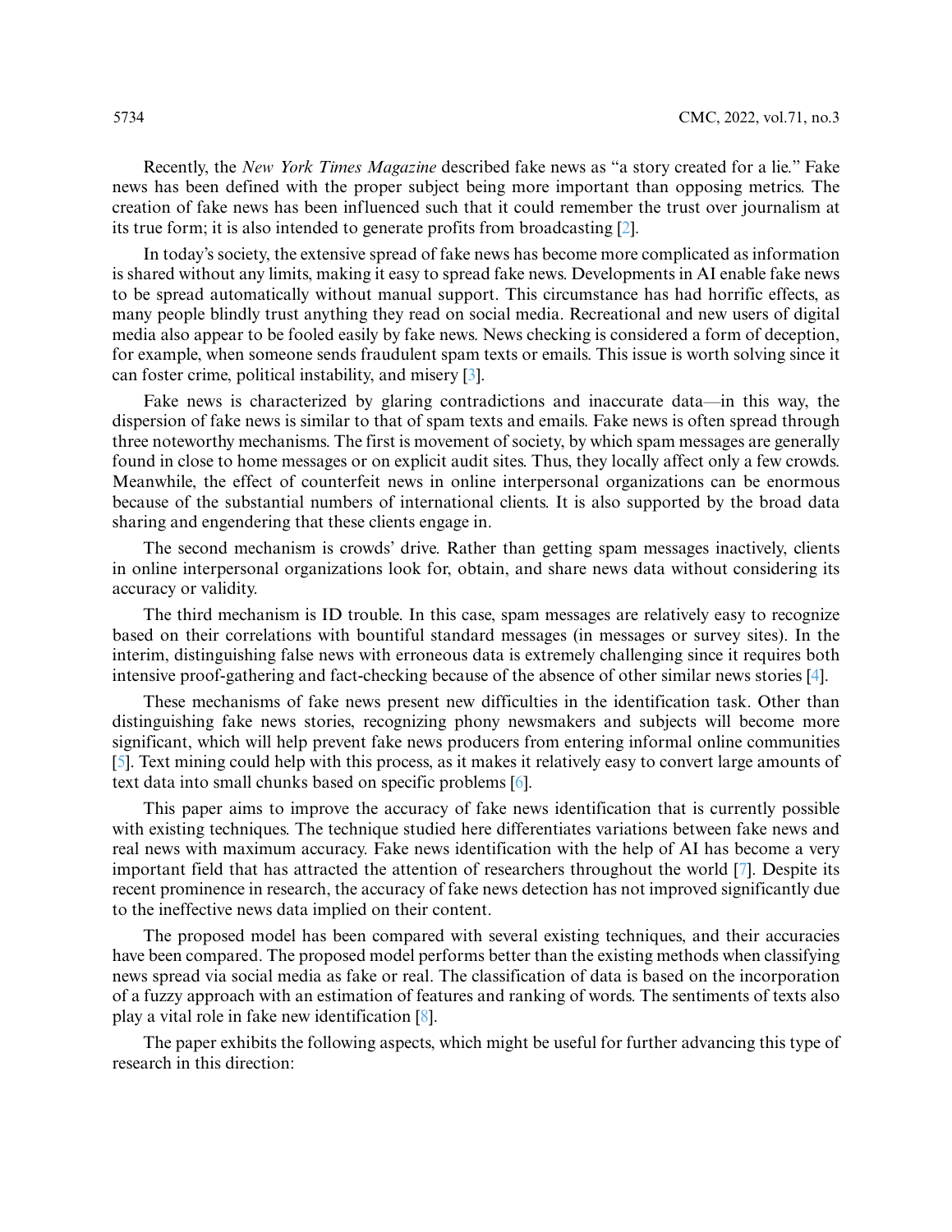Recently, the *New York Times Magazine* described fake news as "a story created for a lie." Fake news has been defined with the proper subject being more important than opposing metrics. The creation of fake news has been influenced such that it could remember the trust over journalism at its true form; it is also intended to generate profits from broadcasting [2].

In today's society, the extensive spread of fake news has become more complicated as information is shared without any limits, making it easy to spread fake news. Developments in AI enable fake news to be spread automatically without manual support. This circumstance has had horrific effects, as many people blindly trust anything they read on social media. Recreational and new users of digital media also appear to be fooled easily by fake news. News checking is considered a form of deception, for example, when someone sends fraudulent spam texts or emails. This issue is worth solving since it can foster crime, political instability, and misery [3].

Fake news is characterized by glaring contradictions and inaccurate data—in this way, the dispersion of fake news is similar to that of spam texts and emails. Fake news is often spread through three noteworthy mechanisms. The first is movement of society, by which spam messages are generally found in close to home messages or on explicit audit sites. Thus, they locally affect only a few crowds. Meanwhile, the effect of counterfeit news in online interpersonal organizations can be enormous because of the substantial numbers of international clients. It is also supported by the broad data sharing and engendering that these clients engage in.

The second mechanism is crowds' drive. Rather than getting spam messages inactively, clients in online interpersonal organizations look for, obtain, and share news data without considering its accuracy or validity.

The third mechanism is ID trouble. In this case, spam messages are relatively easy to recognize based on their correlations with bountiful standard messages (in messages or survey sites). In the interim, distinguishing false news with erroneous data is extremely challenging since it requires both intensive proof-gathering and fact-checking because of the absence of other similar news stories [4].

These mechanisms of fake news present new difficulties in the identification task. Other than distinguishing fake news stories, recognizing phony newsmakers and subjects will become more significant, which will help prevent fake news producers from entering informal online communities [5]. Text mining could help with this process, as it makes it relatively easy to convert large amounts of text data into small chunks based on specific problems [6].

This paper aims to improve the accuracy of fake news identification that is currently possible with existing techniques. The technique studied here differentiates variations between fake news and real news with maximum accuracy. Fake news identification with the help of AI has become a very important field that has attracted the attention of researchers throughout the world [7]. Despite its recent prominence in research, the accuracy of fake news detection has not improved significantly due to the ineffective news data implied on their content.

The proposed model has been compared with several existing techniques, and their accuracies have been compared. The proposed model performs better than the existing methods when classifying news spread via social media as fake or real. The classification of data is based on the incorporation of a fuzzy approach with an estimation of features and ranking of words. The sentiments of texts also play a vital role in fake new identification [8].

The paper exhibits the following aspects, which might be useful for further advancing this type of research in this direction: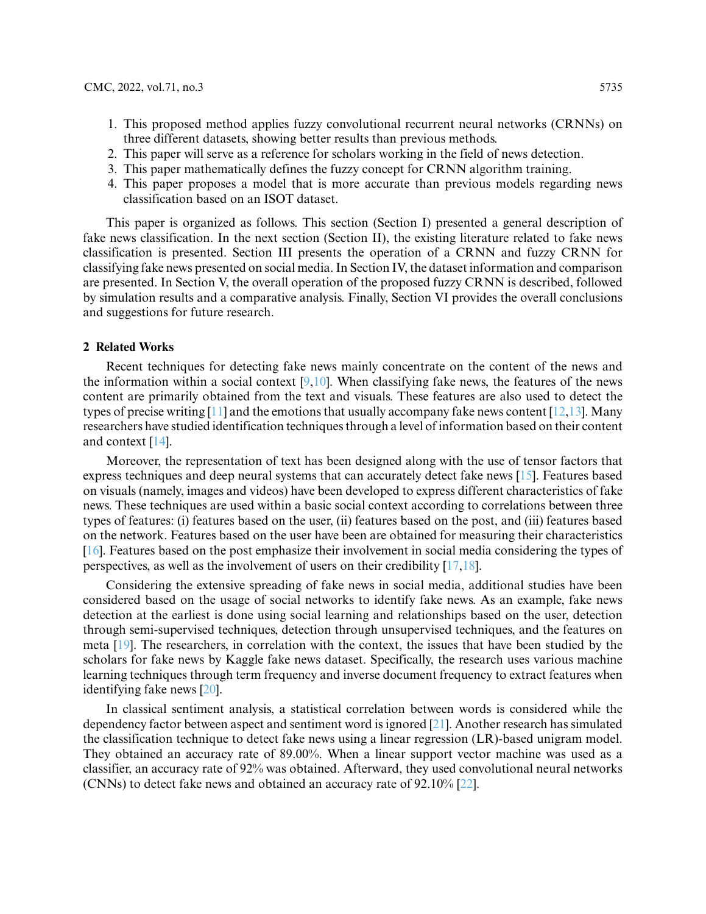1. This proposed method applies fuzzy convolutional recurrent neural networks (CRNNs) on three different datasets, showing better results than previous methods.
2. This paper will serve as a reference for scholars working in the field of news detection.
3. This paper mathematically defines the fuzzy concept for CRNN algorithm training.
4. This paper proposes a model that is more accurate than previous models regarding news classification based on an ISOT dataset.

This paper is organized as follows. This section (Section I) presented a general description of fake news classification. In the next section (Section II), the existing literature related to fake news classification is presented. Section III presents the operation of a CRNN and fuzzy CRNN for classifying fake news presented on social media. In Section IV, the dataset information and comparison are presented. In Section V, the overall operation of the proposed fuzzy CRNN is described, followed by simulation results and a comparative analysis. Finally, Section VI provides the overall conclusions and suggestions for future research.

## 2 Related Works

Recent techniques for detecting fake news mainly concentrate on the content of the news and the information within a social context [9,10]. When classifying fake news, the features of the news content are primarily obtained from the text and visuals. These features are also used to detect the types of precise writing [11] and the emotions that usually accompany fake news content [12,13]. Many researchers have studied identification techniques through a level of information based on their content and context [14].

Moreover, the representation of text has been designed along with the use of tensor factors that express techniques and deep neural systems that can accurately detect fake news [15]. Features based on visuals (namely, images and videos) have been developed to express different characteristics of fake news. These techniques are used within a basic social context according to correlations between three types of features: (i) features based on the user, (ii) features based on the post, and (iii) features based on the network. Features based on the user have been are obtained for measuring their characteristics [16]. Features based on the post emphasize their involvement in social media considering the types of perspectives, as well as the involvement of users on their credibility [17,18].

Considering the extensive spreading of fake news in social media, additional studies have been considered based on the usage of social networks to identify fake news. As an example, fake news detection at the earliest is done using social learning and relationships based on the user, detection through semi-supervised techniques, detection through unsupervised techniques, and the features on meta [19]. The researchers, in correlation with the context, the issues that have been studied by the scholars for fake news by Kaggle fake news dataset. Specifically, the research uses various machine learning techniques through term frequency and inverse document frequency to extract features when identifying fake news [20].

In classical sentiment analysis, a statistical correlation between words is considered while the dependency factor between aspect and sentiment word is ignored [21]. Another research has simulated the classification technique to detect fake news using a linear regression (LR)-based unigram model. They obtained an accuracy rate of 89.00%. When a linear support vector machine was used as a classifier, an accuracy rate of 92% was obtained. Afterward, they used convolutional neural networks (CNNs) to detect fake news and obtained an accuracy rate of 92.10% [22].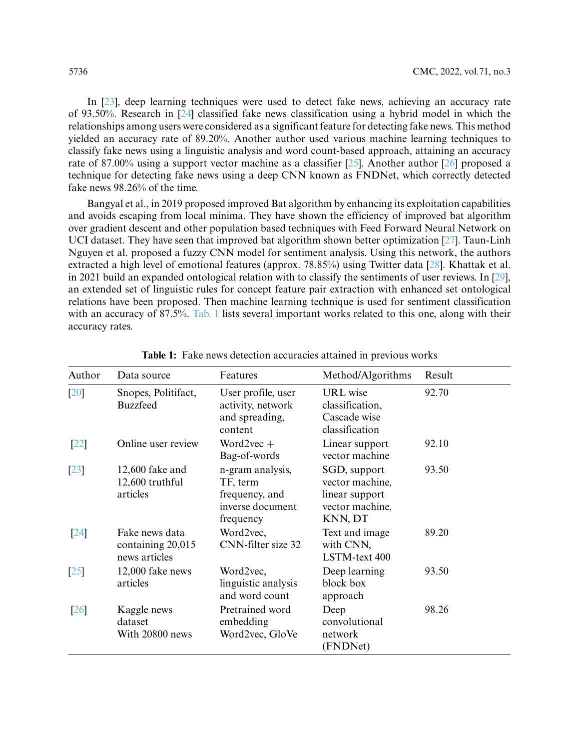In [23], deep learning techniques were used to detect fake news, achieving an accuracy rate of 93.50%. Research in [24] classified fake news classification using a hybrid model in which the relationships among users were considered as a significant feature for detecting fake news. This method yielded an accuracy rate of 89.20%. Another author used various machine learning techniques to classify fake news using a linguistic analysis and word count-based approach, attaining an accuracy rate of 87.00% using a support vector machine as a classifier [25]. Another author [26] proposed a technique for detecting fake news using a deep CNN known as FNDNet, which correctly detected fake news 98.26% of the time.

Bangyal et al., in 2019 proposed improved Bat algorithm by enhancing its exploitation capabilities and avoids escaping from local minima. They have shown the efficiency of improved bat algorithm over gradient descent and other population based techniques with Feed Forward Neural Network on UCI dataset. They have seen that improved bat algorithm shown better optimization [27]. Taun-Linh Nguyen et al. proposed a fuzzy CNN model for sentiment analysis. Using this network, the authors extracted a high level of emotional features (approx. 78.85%) using Twitter data [28]. Khattak et al. in 2021 build an expanded ontological relation with to classify the sentiments of user reviews. In [29], an extended set of linguistic rules for concept feature pair extraction with enhanced set ontological relations have been proposed. Then machine learning technique is used for sentiment classification with an accuracy of 87.5%. Tab. 1 lists several important works related to this one, along with their accuracy rates.

**Table 1:** Fake news detection accuracies attained in previous works

| Author | Data source | Features | Method/Algorithms | Result |
|---|---|---|---|---|
| [20] | Snopes, Politifact, Buzzfeed | User profile, user activity, network and spreading, content | URL wise classification, Cascade wise classification | 92.70 |
| [22] | Online user review | Word2vec + Bag-of-words | Linear support vector machine | 92.10 |
| [23] | 12,600 fake and 12,600 truthful articles | n-gram analysis, TF, term frequency, and inverse document frequency | SGD, support vector machine, linear support vector machine, KNN, DT | 93.50 |
| [24] | Fake news data containing 20,015 news articles | Word2vec, CNN-filter size 32 | Text and image with CNN, LSTM-text 400 | 89.20 |
| [25] | 12,000 fake news articles | Word2vec, linguistic analysis and word count | Deep learning block box approach | 93.50 |
| [26] | Kaggle news dataset With 20800 news | Pretrained word embedding Word2vec, GloVe | Deep convolutional network (FNDNet) | 98.26 |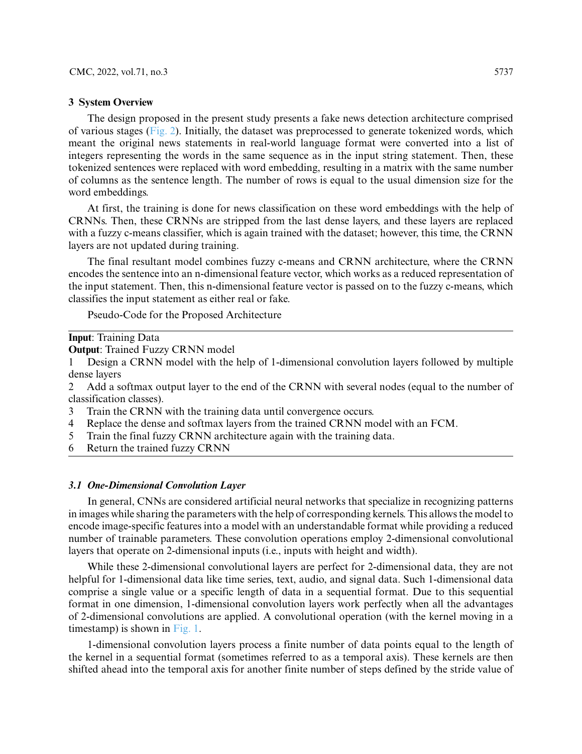## 3 System Overview

The design proposed in the present study presents a fake news detection architecture comprised of various stages (Fig. 2). Initially, the dataset was preprocessed to generate tokenized words, which meant the original news statements in real-world language format were converted into a list of integers representing the words in the same sequence as in the input string statement. Then, these tokenized sentences were replaced with word embedding, resulting in a matrix with the same number of columns as the sentence length. The number of rows is equal to the usual dimension size for the word embeddings.

At first, the training is done for news classification on these word embeddings with the help of CRNNs. Then, these CRNNs are stripped from the last dense layers, and these layers are replaced with a fuzzy c-means classifier, which is again trained with the dataset; however, this time, the CRNN layers are not updated during training.

The final resultant model combines fuzzy c-means and CRNN architecture, where the CRNN encodes the sentence into an n-dimensional feature vector, which works as a reduced representation of the input statement. Then, this n-dimensional feature vector is passed on to the fuzzy c-means, which classifies the input statement as either real or fake.

Pseudo-Code for the Proposed Architecture

---

**Input**: Training Data

**Output**: Trained Fuzzy CRNN model

1 Design a CRNN model with the help of 1-dimensional convolution layers followed by multiple dense layers

2 Add a softmax output layer to the end of the CRNN with several nodes (equal to the number of classification classes).

3 Train the CRNN with the training data until convergence occurs.

4 Replace the dense and softmax layers from the trained CRNN model with an FCM.

5 Train the final fuzzy CRNN architecture again with the training data.

6 Return the trained fuzzy CRNN

---

### *3.1 One-Dimensional Convolution Layer*

In general, CNNs are considered artificial neural networks that specialize in recognizing patterns in images while sharing the parameters with the help of corresponding kernels. This allows the model to encode image-specific features into a model with an understandable format while providing a reduced number of trainable parameters. These convolution operations employ 2-dimensional convolutional layers that operate on 2-dimensional inputs (i.e., inputs with height and width).

While these 2-dimensional convolutional layers are perfect for 2-dimensional data, they are not helpful for 1-dimensional data like time series, text, audio, and signal data. Such 1-dimensional data comprise a single value or a specific length of data in a sequential format. Due to this sequential format in one dimension, 1-dimensional convolution layers work perfectly when all the advantages of 2-dimensional convolutions are applied. A convolutional operation (with the kernel moving in a timestamp) is shown in Fig. 1.

1-dimensional convolution layers process a finite number of data points equal to the length of the kernel in a sequential format (sometimes referred to as a temporal axis). These kernels are then shifted ahead into the temporal axis for another finite number of steps defined by the stride value of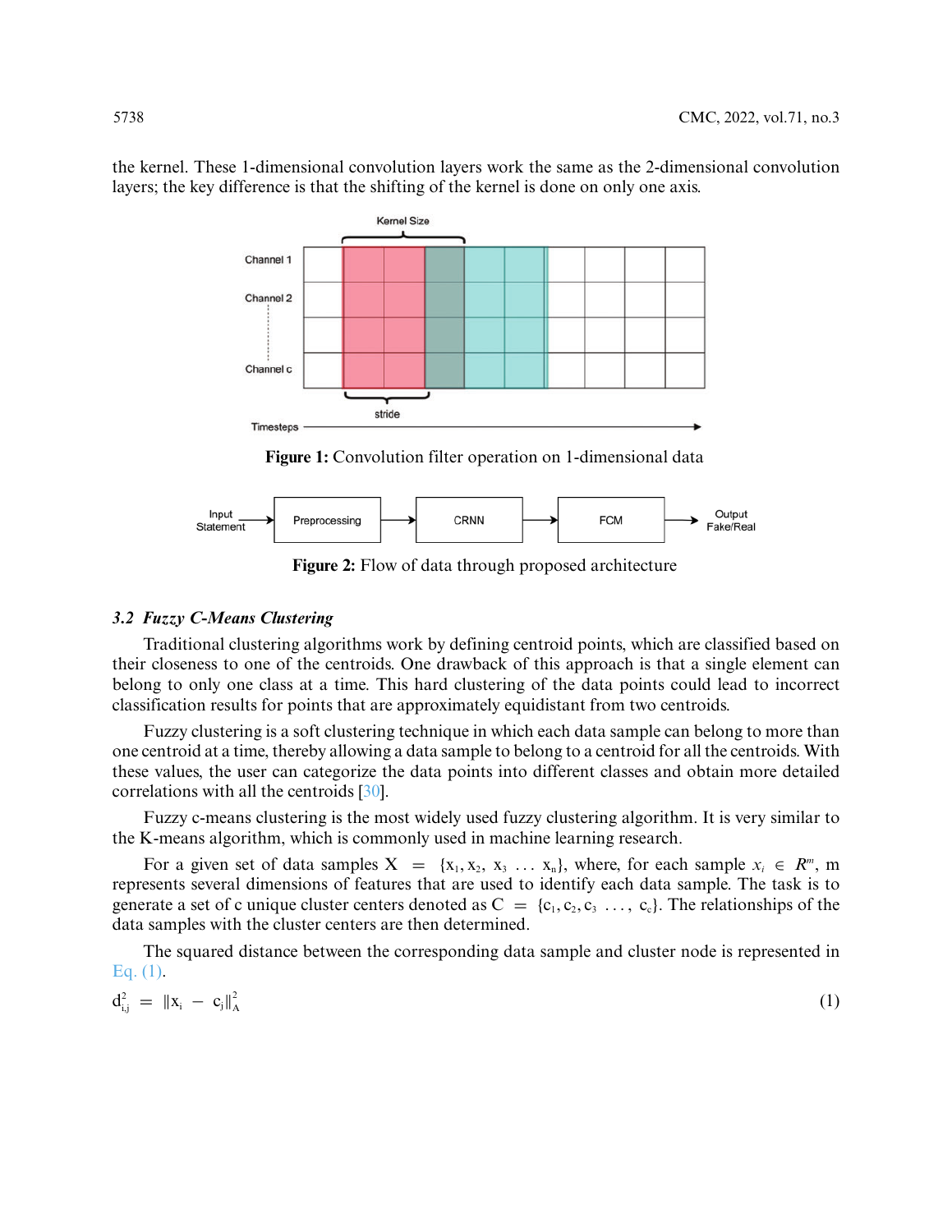the kernel. These 1-dimensional convolution layers work the same as the 2-dimensional convolution layers; the key difference is that the shifting of the kernel is done on only one axis.

**Figure 1:** Convolution filter operation on 1-dimensional data

**Figure 2:** Flow of data through proposed architecture

### 3.2 *Fuzzy C-Means Clustering*

Traditional clustering algorithms work by defining centroid points, which are classified based on their closeness to one of the centroids. One drawback of this approach is that a single element can belong to only one class at a time. This hard clustering of the data points could lead to incorrect classification results for points that are approximately equidistant from two centroids.

Fuzzy clustering is a soft clustering technique in which each data sample can belong to more than one centroid at a time, thereby allowing a data sample to belong to a centroid for all the centroids. With these values, the user can categorize the data points into different classes and obtain more detailed correlations with all the centroids [30].

Fuzzy c-means clustering is the most widely used fuzzy clustering algorithm. It is very similar to the K-means algorithm, which is commonly used in machine learning research.

For a given set of data samples $X = \{x_1, x_2, x_3 \ldots x_n\}$, where, for each sample $x_i \in R^m$, m represents several dimensions of features that are used to identify each data sample. The task is to generate a set of c unique cluster centers denoted as $C = \{c_1, c_2, c_3 \ldots, c_c\}$. The relationships of the data samples with the cluster centers are then determined.

The squared distance between the corresponding data sample and cluster node is represented in Eq. (1).

$$d_{i,j}^2 = \|x_i - c_j\|_A^2 \tag{1}$$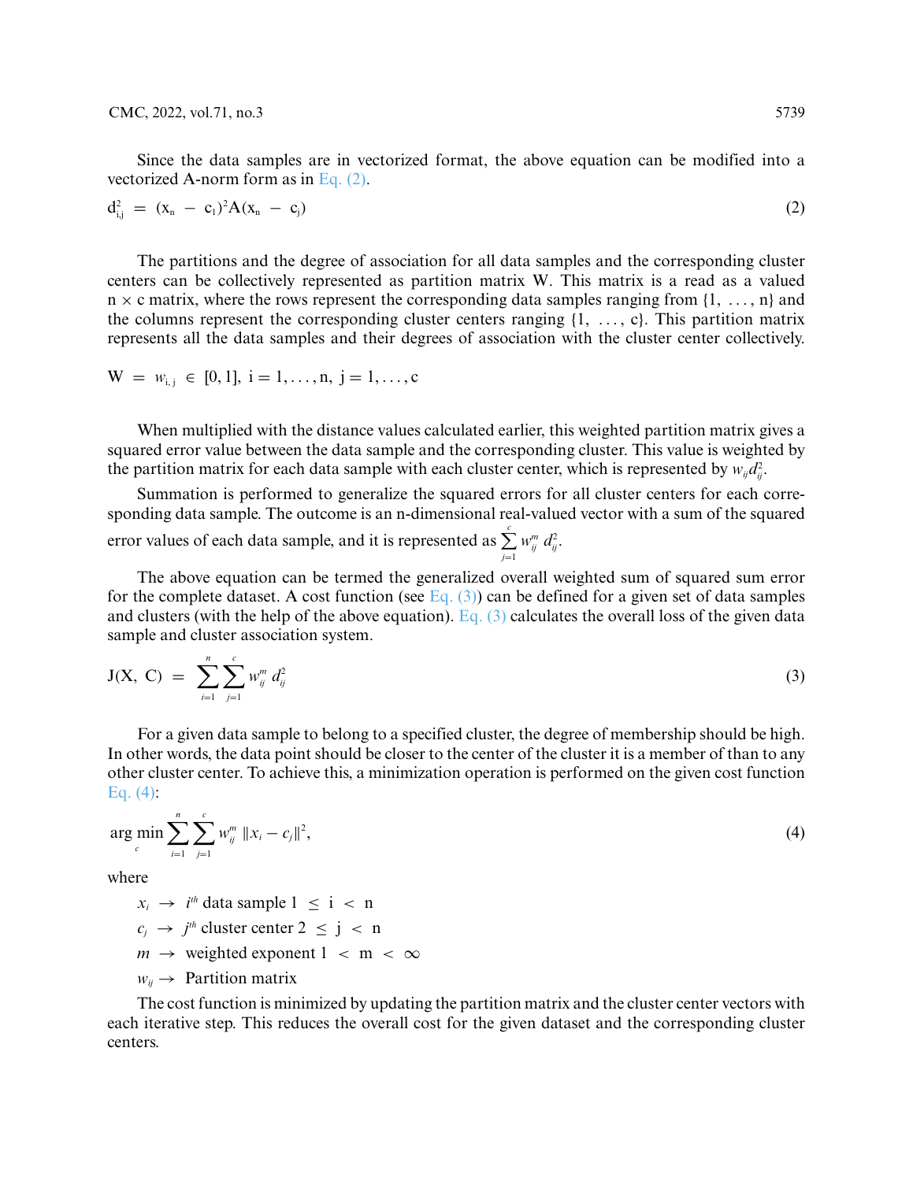Since the data samples are in vectorized format, the above equation can be modified into a vectorized A-norm form as in Eq. (2).

$$\mathrm{d}_{\mathrm{i,j}}^{2} = (\mathrm{x_n} - \mathrm{c_1})^2 \mathrm{A}(\mathrm{x_n} - \mathrm{c_j}) \tag{2}$$

The partitions and the degree of association for all data samples and the corresponding cluster centers can be collectively represented as partition matrix W. This matrix is a read as a valued $\mathrm{n} \times \mathrm{c}$ matrix, where the rows represent the corresponding data samples ranging from {1, ..., n} and the columns represent the corresponding cluster centers ranging {1, ..., c}. This partition matrix represents all the data samples and their degrees of association with the cluster center collectively.

$$\mathrm{W} = w_{\mathrm{i,j}} \in [0, 1],\ \mathrm{i} = 1, \ldots, \mathrm{n},\ \mathrm{j} = 1, \ldots, \mathrm{c}$$

When multiplied with the distance values calculated earlier, this weighted partition matrix gives a squared error value between the data sample and the corresponding cluster. This value is weighted by the partition matrix for each data sample with each cluster center, which is represented by $w_{ij}d_{ij}^2$.

Summation is performed to generalize the squared errors for all cluster centers for each corresponding data sample. The outcome is an n-dimensional real-valued vector with a sum of the squared error values of each data sample, and it is represented as $\sum_{j=1}^{c} w_{ij}^{m}\, d_{ij}^{2}$.

The above equation can be termed the generalized overall weighted sum of squared sum error for the complete dataset. A cost function (see Eq. (3)) can be defined for a given set of data samples and clusters (with the help of the above equation). Eq. (3) calculates the overall loss of the given data sample and cluster association system.

$$\mathrm{J(X,\ C)} = \sum_{i=1}^{n}\sum_{j=1}^{c} w_{ij}^{m}\, d_{ij}^{2} \tag{3}$$

For a given data sample to belong to a specified cluster, the degree of membership should be high. In other words, the data point should be closer to the center of the cluster it is a member of than to any other cluster center. To achieve this, a minimization operation is performed on the given cost function Eq. (4):

$$\underset{c}{\arg\min} \sum_{i=1}^{n}\sum_{j=1}^{c} w_{ij}^{m}\, \|x_i - c_j\|^2, \tag{4}$$

where

$x_i \rightarrow$ $i^{th}$ data sample $1 \leq \mathrm{i} < \mathrm{n}$

$c_j \rightarrow$ $j^{th}$ cluster center $2 \leq \mathrm{j} < \mathrm{n}$

$m \rightarrow$ weighted exponent $1 < \mathrm{m} < \infty$

$w_{ij} \rightarrow$ Partition matrix

The cost function is minimized by updating the partition matrix and the cluster center vectors with each iterative step. This reduces the overall cost for the given dataset and the corresponding cluster centers.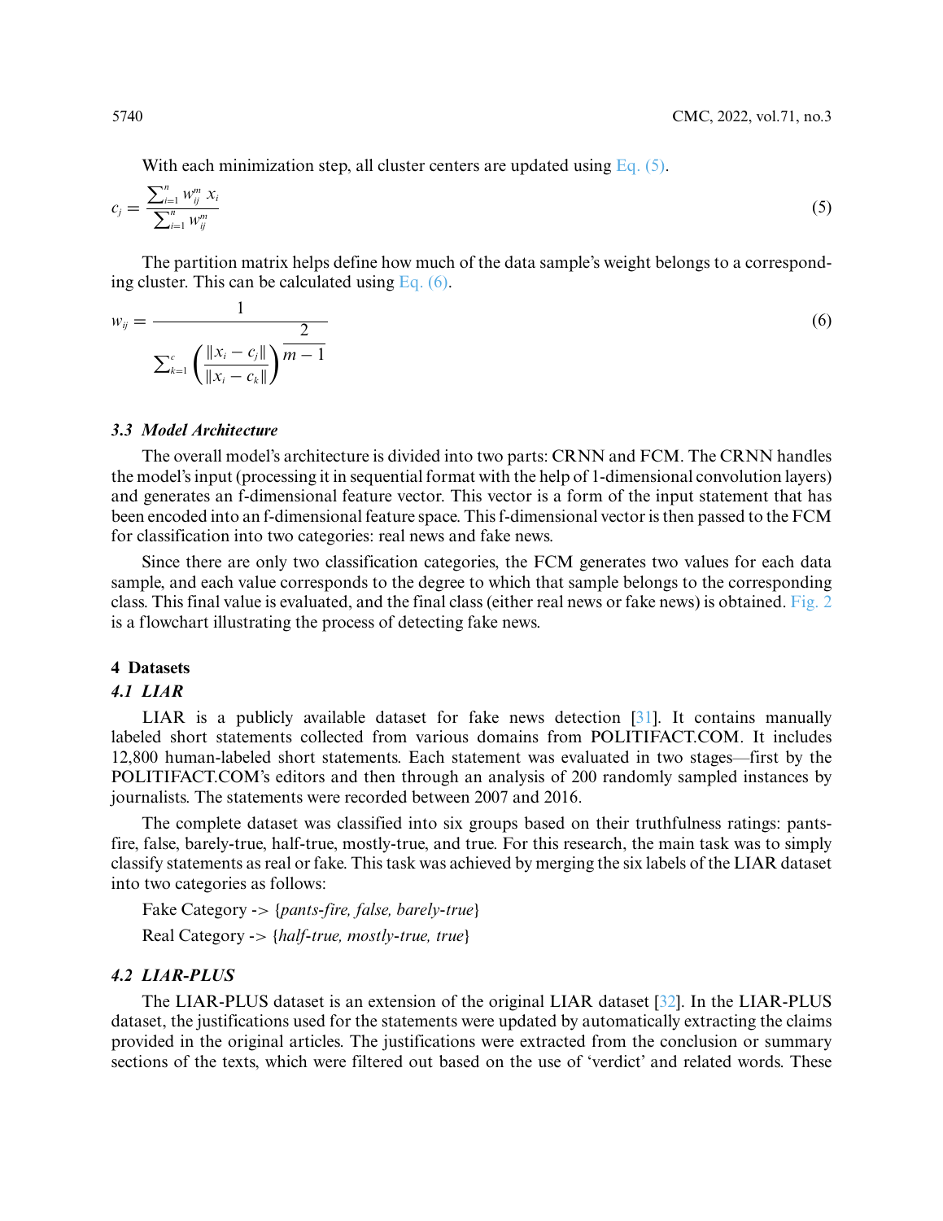With each minimization step, all cluster centers are updated using Eq. (5).

$$c_j = \frac{\sum_{i=1}^{n} w_{ij}^{m} \, x_i}{\sum_{i=1}^{n} w_{ij}^{m}} \tag{5}$$

The partition matrix helps define how much of the data sample's weight belongs to a corresponding cluster. This can be calculated using Eq. (6).

$$w_{ij} = \frac{1}{\sum_{k=1}^{c} \left( \frac{\|x_i - c_j\|}{\|x_i - c_k\|} \right)^{\frac{2}{m-1}}} \tag{6}$$

### 3.3 Model Architecture

The overall model's architecture is divided into two parts: CRNN and FCM. The CRNN handles the model's input (processing it in sequential format with the help of 1-dimensional convolution layers) and generates an f-dimensional feature vector. This vector is a form of the input statement that has been encoded into an f-dimensional feature space. This f-dimensional vector is then passed to the FCM for classification into two categories: real news and fake news.

Since there are only two classification categories, the FCM generates two values for each data sample, and each value corresponds to the degree to which that sample belongs to the corresponding class. This final value is evaluated, and the final class (either real news or fake news) is obtained. Fig. 2 is a flowchart illustrating the process of detecting fake news.

## 4 Datasets

### 4.1 LIAR

LIAR is a publicly available dataset for fake news detection [31]. It contains manually labeled short statements collected from various domains from POLITIFACT.COM. It includes 12,800 human-labeled short statements. Each statement was evaluated in two stages—first by the POLITIFACT.COM's editors and then through an analysis of 200 randomly sampled instances by journalists. The statements were recorded between 2007 and 2016.

The complete dataset was classified into six groups based on their truthfulness ratings: pants-fire, false, barely-true, half-true, mostly-true, and true. For this research, the main task was to simply classify statements as real or fake. This task was achieved by merging the six labels of the LIAR dataset into two categories as follows:

Fake Category -> {*pants-fire, false, barely-true*}

Real Category -> {*half-true, mostly-true, true*}

### 4.2 LIAR-PLUS

The LIAR-PLUS dataset is an extension of the original LIAR dataset [32]. In the LIAR-PLUS dataset, the justifications used for the statements were updated by automatically extracting the claims provided in the original articles. The justifications were extracted from the conclusion or summary sections of the texts, which were filtered out based on the use of 'verdict' and related words. These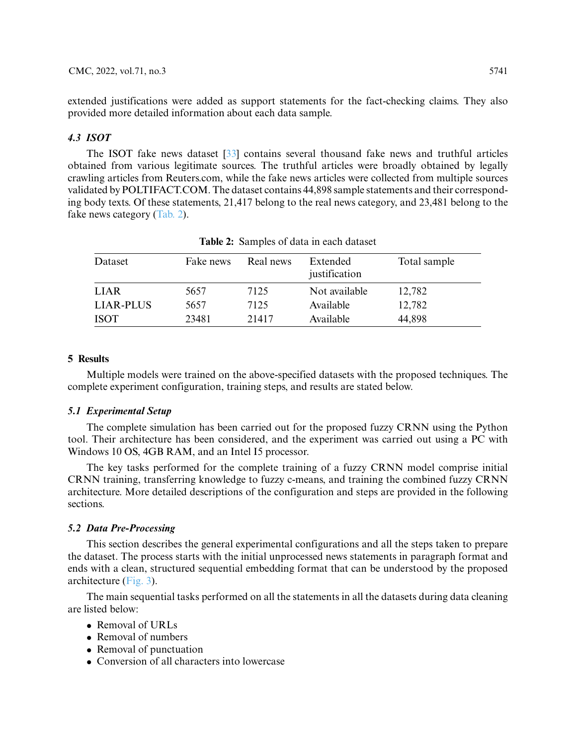extended justifications were added as support statements for the fact-checking claims. They also provided more detailed information about each data sample.

### *4.3 ISOT*

The ISOT fake news dataset [33] contains several thousand fake news and truthful articles obtained from various legitimate sources. The truthful articles were broadly obtained by legally crawling articles from Reuters.com, while the fake news articles were collected from multiple sources validated by POLTIFACT.COM. The dataset contains 44,898 sample statements and their corresponding body texts. Of these statements, 21,417 belong to the real news category, and 23,481 belong to the fake news category (Tab. 2).

**Table 2:** Samples of data in each dataset

| Dataset | Fake news | Real news | Extended justification | Total sample |
|---|---|---|---|---|
| LIAR | 5657 | 7125 | Not available | 12,782 |
| LIAR-PLUS | 5657 | 7125 | Available | 12,782 |
| ISOT | 23481 | 21417 | Available | 44,898 |

## 5 Results

Multiple models were trained on the above-specified datasets with the proposed techniques. The complete experiment configuration, training steps, and results are stated below.

### *5.1 Experimental Setup*

The complete simulation has been carried out for the proposed fuzzy CRNN using the Python tool. Their architecture has been considered, and the experiment was carried out using a PC with Windows 10 OS, 4GB RAM, and an Intel I5 processor.

The key tasks performed for the complete training of a fuzzy CRNN model comprise initial CRNN training, transferring knowledge to fuzzy c-means, and training the combined fuzzy CRNN architecture. More detailed descriptions of the configuration and steps are provided in the following sections.

### *5.2 Data Pre-Processing*

This section describes the general experimental configurations and all the steps taken to prepare the dataset. The process starts with the initial unprocessed news statements in paragraph format and ends with a clean, structured sequential embedding format that can be understood by the proposed architecture (Fig. 3).

The main sequential tasks performed on all the statements in all the datasets during data cleaning are listed below:

- Removal of URLs
- Removal of numbers
- Removal of punctuation
- Conversion of all characters into lowercase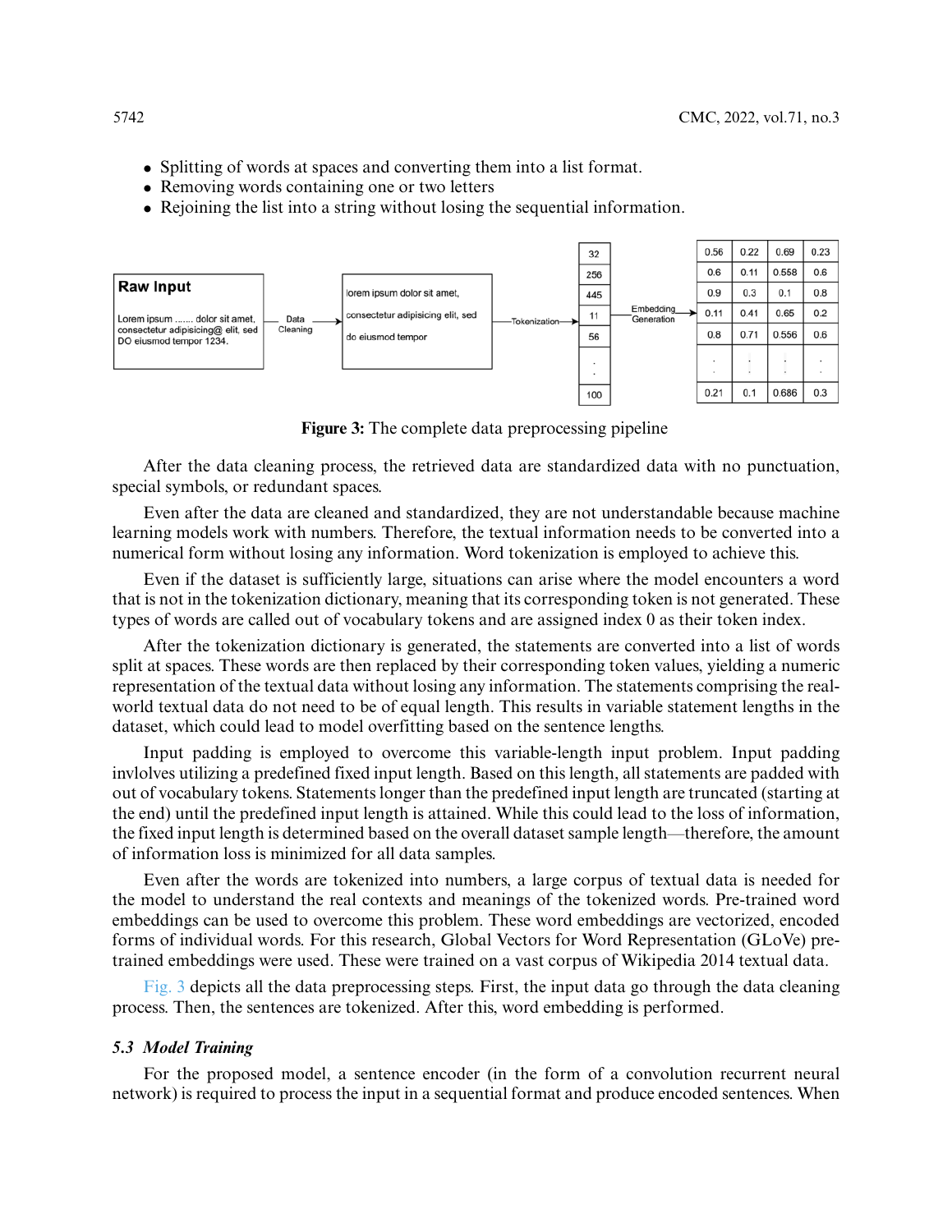- Splitting of words at spaces and converting them into a list format.
- Removing words containing one or two letters
- Rejoining the list into a string without losing the sequential information.

**Figure 3:** The complete data preprocessing pipeline

After the data cleaning process, the retrieved data are standardized data with no punctuation, special symbols, or redundant spaces.

Even after the data are cleaned and standardized, they are not understandable because machine learning models work with numbers. Therefore, the textual information needs to be converted into a numerical form without losing any information. Word tokenization is employed to achieve this.

Even if the dataset is sufficiently large, situations can arise where the model encounters a word that is not in the tokenization dictionary, meaning that its corresponding token is not generated. These types of words are called out of vocabulary tokens and are assigned index 0 as their token index.

After the tokenization dictionary is generated, the statements are converted into a list of words split at spaces. These words are then replaced by their corresponding token values, yielding a numeric representation of the textual data without losing any information. The statements comprising the real-world textual data do not need to be of equal length. This results in variable statement lengths in the dataset, which could lead to model overfitting based on the sentence lengths.

Input padding is employed to overcome this variable-length input problem. Input padding invlolves utilizing a predefined fixed input length. Based on this length, all statements are padded with out of vocabulary tokens. Statements longer than the predefined input length are truncated (starting at the end) until the predefined input length is attained. While this could lead to the loss of information, the fixed input length is determined based on the overall dataset sample length—therefore, the amount of information loss is minimized for all data samples.

Even after the words are tokenized into numbers, a large corpus of textual data is needed for the model to understand the real contexts and meanings of the tokenized words. Pre-trained word embeddings can be used to overcome this problem. These word embeddings are vectorized, encoded forms of individual words. For this research, Global Vectors for Word Representation (GLoVe) pre-trained embeddings were used. These were trained on a vast corpus of Wikipedia 2014 textual data.

Fig. 3 depicts all the data preprocessing steps. First, the input data go through the data cleaning process. Then, the sentences are tokenized. After this, word embedding is performed.

### *5.3 Model Training*

For the proposed model, a sentence encoder (in the form of a convolution recurrent neural network) is required to process the input in a sequential format and produce encoded sentences. When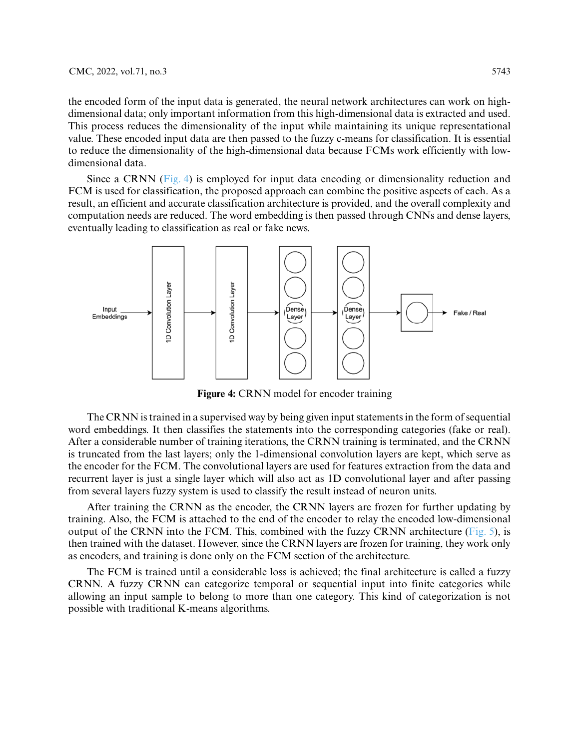the encoded form of the input data is generated, the neural network architectures can work on high-dimensional data; only important information from this high-dimensional data is extracted and used. This process reduces the dimensionality of the input while maintaining its unique representational value. These encoded input data are then passed to the fuzzy c-means for classification. It is essential to reduce the dimensionality of the high-dimensional data because FCMs work efficiently with low-dimensional data.

Since a CRNN (Fig. 4) is employed for input data encoding or dimensionality reduction and FCM is used for classification, the proposed approach can combine the positive aspects of each. As a result, an efficient and accurate classification architecture is provided, and the overall complexity and computation needs are reduced. The word embedding is then passed through CNNs and dense layers, eventually leading to classification as real or fake news.

**Figure 4:** CRNN model for encoder training

The CRNN is trained in a supervised way by being given input statements in the form of sequential word embeddings. It then classifies the statements into the corresponding categories (fake or real). After a considerable number of training iterations, the CRNN training is terminated, and the CRNN is truncated from the last layers; only the 1-dimensional convolution layers are kept, which serve as the encoder for the FCM. The convolutional layers are used for features extraction from the data and recurrent layer is just a single layer which will also act as 1D convolutional layer and after passing from several layers fuzzy system is used to classify the result instead of neuron units.

After training the CRNN as the encoder, the CRNN layers are frozen for further updating by training. Also, the FCM is attached to the end of the encoder to relay the encoded low-dimensional output of the CRNN into the FCM. This, combined with the fuzzy CRNN architecture (Fig. 5), is then trained with the dataset. However, since the CRNN layers are frozen for training, they work only as encoders, and training is done only on the FCM section of the architecture.

The FCM is trained until a considerable loss is achieved; the final architecture is called a fuzzy CRNN. A fuzzy CRNN can categorize temporal or sequential input into finite categories while allowing an input sample to belong to more than one category. This kind of categorization is not possible with traditional K-means algorithms.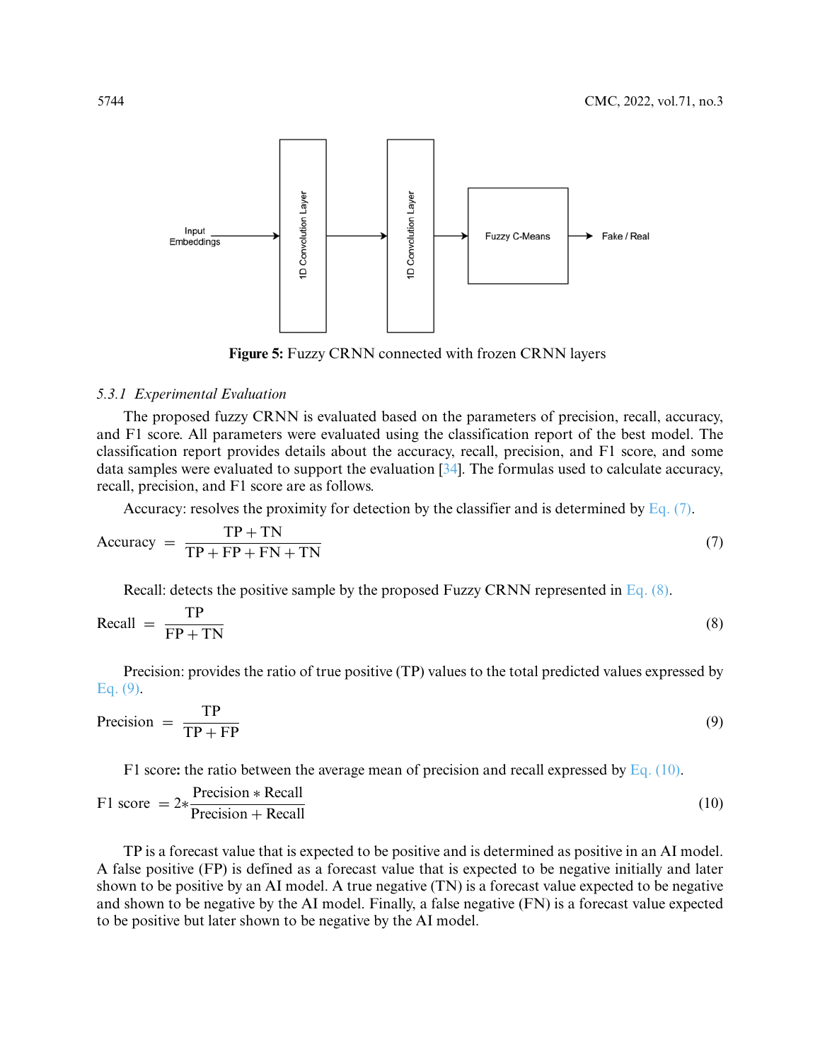Figure 5: Fuzzy CRNN connected with frozen CRNN layers

#### 5.3.1 Experimental Evaluation

The proposed fuzzy CRNN is evaluated based on the parameters of precision, recall, accuracy, and F1 score. All parameters were evaluated using the classification report of the best model. The classification report provides details about the accuracy, recall, precision, and F1 score, and some data samples were evaluated to support the evaluation [34]. The formulas used to calculate accuracy, recall, precision, and F1 score are as follows.

Accuracy: resolves the proximity for detection by the classifier and is determined by Eq. (7).

$$\text{Accuracy} = \frac{\text{TP} + \text{TN}}{\text{TP} + \text{FP} + \text{FN} + \text{TN}} \tag{7}$$

Recall: detects the positive sample by the proposed Fuzzy CRNN represented in Eq. (8).

$$\text{Recall} = \frac{\text{TP}}{\text{FP} + \text{TN}} \tag{8}$$

Precision: provides the ratio of true positive (TP) values to the total predicted values expressed by Eq. (9).

$$\text{Precision} = \frac{\text{TP}}{\text{TP} + \text{FP}} \tag{9}$$

F1 score**:** the ratio between the average mean of precision and recall expressed by Eq. (10).

$$\text{F1 score} = 2 * \frac{\text{Precision} * \text{Recall}}{\text{Precision} + \text{Recall}} \tag{10}$$

TP is a forecast value that is expected to be positive and is determined as positive in an AI model. A false positive (FP) is defined as a forecast value that is expected to be negative initially and later shown to be positive by an AI model. A true negative (TN) is a forecast value expected to be negative and shown to be negative by the AI model. Finally, a false negative (FN) is a forecast value expected to be positive but later shown to be negative by the AI model.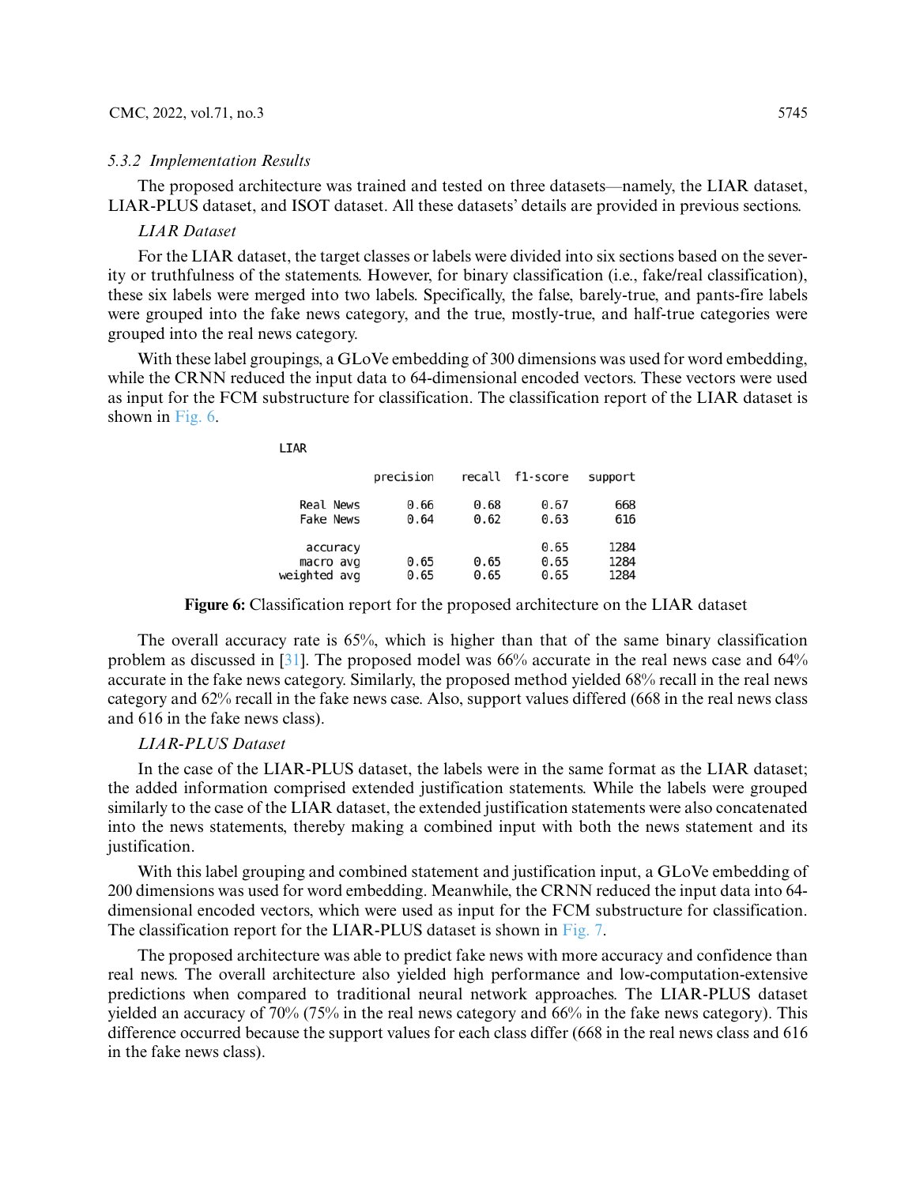### 5.3.2 Implementation Results

The proposed architecture was trained and tested on three datasets—namely, the LIAR dataset, LIAR-PLUS dataset, and ISOT dataset. All these datasets' details are provided in previous sections.

*LIAR Dataset*

For the LIAR dataset, the target classes or labels were divided into six sections based on the severity or truthfulness of the statements. However, for binary classification (i.e., fake/real classification), these six labels were merged into two labels. Specifically, the false, barely-true, and pants-fire labels were grouped into the fake news category, and the true, mostly-true, and half-true categories were grouped into the real news category.

With these label groupings, a GLoVe embedding of 300 dimensions was used for word embedding, while the CRNN reduced the input data to 64-dimensional encoded vectors. These vectors were used as input for the FCM substructure for classification. The classification report of the LIAR dataset is shown in Fig. 6.

LIAR

| | precision | recall | f1-score | support |
|---|---|---|---|---|
| Real News | 0.66 | 0.68 | 0.67 | 668 |
| Fake News | 0.64 | 0.62 | 0.63 | 616 |
| accuracy | | | 0.65 | 1284 |
| macro avg | 0.65 | 0.65 | 0.65 | 1284 |
| weighted avg | 0.65 | 0.65 | 0.65 | 1284 |

**Figure 6:** Classification report for the proposed architecture on the LIAR dataset

The overall accuracy rate is 65%, which is higher than that of the same binary classification problem as discussed in [31]. The proposed model was 66% accurate in the real news case and 64% accurate in the fake news category. Similarly, the proposed method yielded 68% recall in the real news category and 62% recall in the fake news case. Also, support values differed (668 in the real news class and 616 in the fake news class).

*LIAR-PLUS Dataset*

In the case of the LIAR-PLUS dataset, the labels were in the same format as the LIAR dataset; the added information comprised extended justification statements. While the labels were grouped similarly to the case of the LIAR dataset, the extended justification statements were also concatenated into the news statements, thereby making a combined input with both the news statement and its justification.

With this label grouping and combined statement and justification input, a GLoVe embedding of 200 dimensions was used for word embedding. Meanwhile, the CRNN reduced the input data into 64-dimensional encoded vectors, which were used as input for the FCM substructure for classification. The classification report for the LIAR-PLUS dataset is shown in Fig. 7.

The proposed architecture was able to predict fake news with more accuracy and confidence than real news. The overall architecture also yielded high performance and low-computation-extensive predictions when compared to traditional neural network approaches. The LIAR-PLUS dataset yielded an accuracy of 70% (75% in the real news category and 66% in the fake news category). This difference occurred because the support values for each class differ (668 in the real news class and 616 in the fake news class).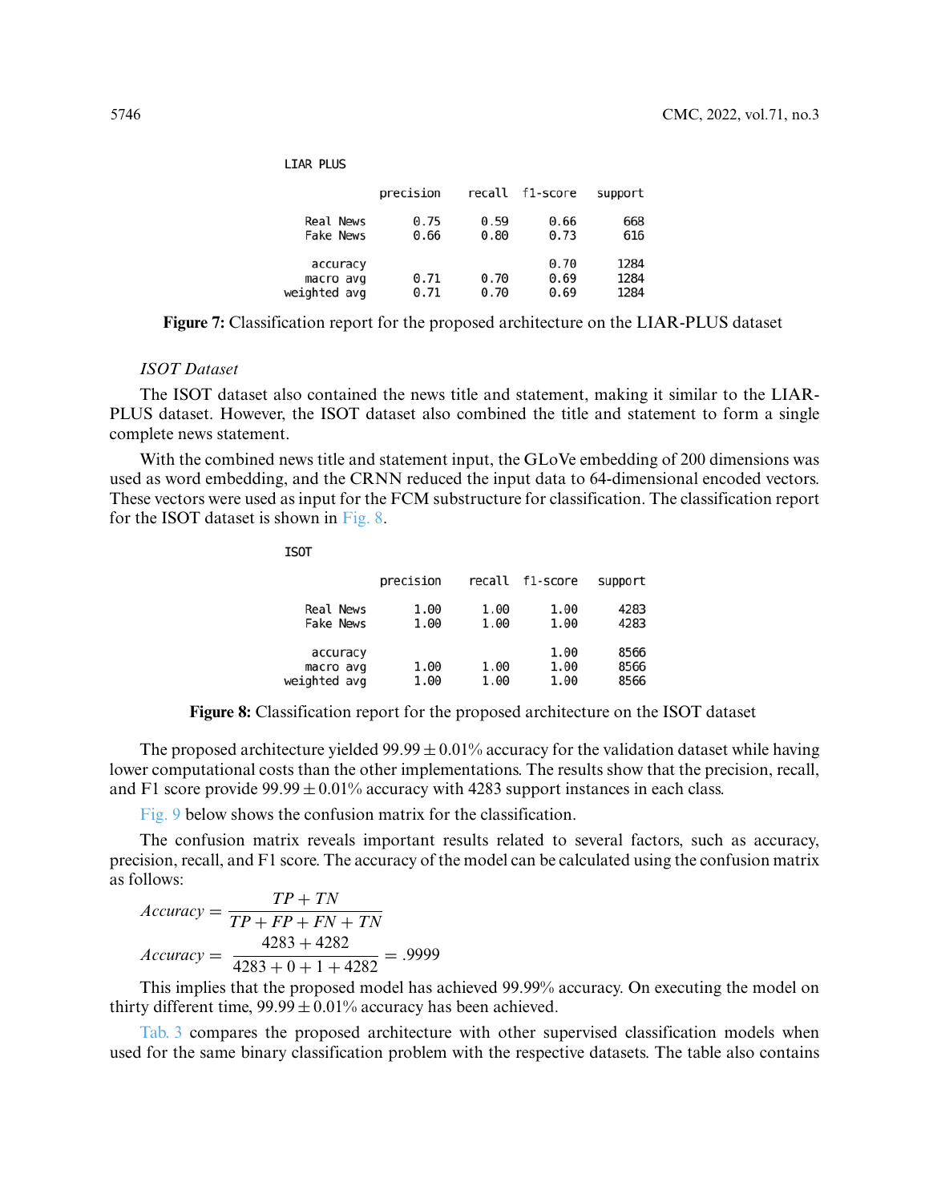LIAR PLUS

|  | precision | recall | f1-score | support |
|---|---|---|---|---|
| Real News | 0.75 | 0.59 | 0.66 | 668 |
| Fake News | 0.66 | 0.80 | 0.73 | 616 |
| accuracy |  |  | 0.70 | 1284 |
| macro avg | 0.71 | 0.70 | 0.69 | 1284 |
| weighted avg | 0.71 | 0.70 | 0.69 | 1284 |

**Figure 7:** Classification report for the proposed architecture on the LIAR-PLUS dataset

*ISOT Dataset*

The ISOT dataset also contained the news title and statement, making it similar to the LIAR-PLUS dataset. However, the ISOT dataset also combined the title and statement to form a single complete news statement.

With the combined news title and statement input, the GLoVe embedding of 200 dimensions was used as word embedding, and the CRNN reduced the input data to 64-dimensional encoded vectors. These vectors were used as input for the FCM substructure for classification. The classification report for the ISOT dataset is shown in Fig. 8.

ISOT

|  | precision | recall | f1-score | support |
|---|---|---|---|---|
| Real News | 1.00 | 1.00 | 1.00 | 4283 |
| Fake News | 1.00 | 1.00 | 1.00 | 4283 |
| accuracy |  |  | 1.00 | 8566 |
| macro avg | 1.00 | 1.00 | 1.00 | 8566 |
| weighted avg | 1.00 | 1.00 | 1.00 | 8566 |

**Figure 8:** Classification report for the proposed architecture on the ISOT dataset

The proposed architecture yielded $99.99 \pm 0.01\%$ accuracy for the validation dataset while having lower computational costs than the other implementations. The results show that the precision, recall, and F1 score provide $99.99 \pm 0.01\%$ accuracy with 4283 support instances in each class.

Fig. 9 below shows the confusion matrix for the classification.

The confusion matrix reveals important results related to several factors, such as accuracy, precision, recall, and F1 score. The accuracy of the model can be calculated using the confusion matrix as follows:

$$Accuracy = \frac{TP + TN}{TP + FP + FN + TN}$$

$$Accuracy = \frac{4283 + 4282}{4283 + 0 + 1 + 4282} = .9999$$

This implies that the proposed model has achieved 99.99% accuracy. On executing the model on thirty different time, $99.99 \pm 0.01\%$ accuracy has been achieved.

Tab. 3 compares the proposed architecture with other supervised classification models when used for the same binary classification problem with the respective datasets. The table also contains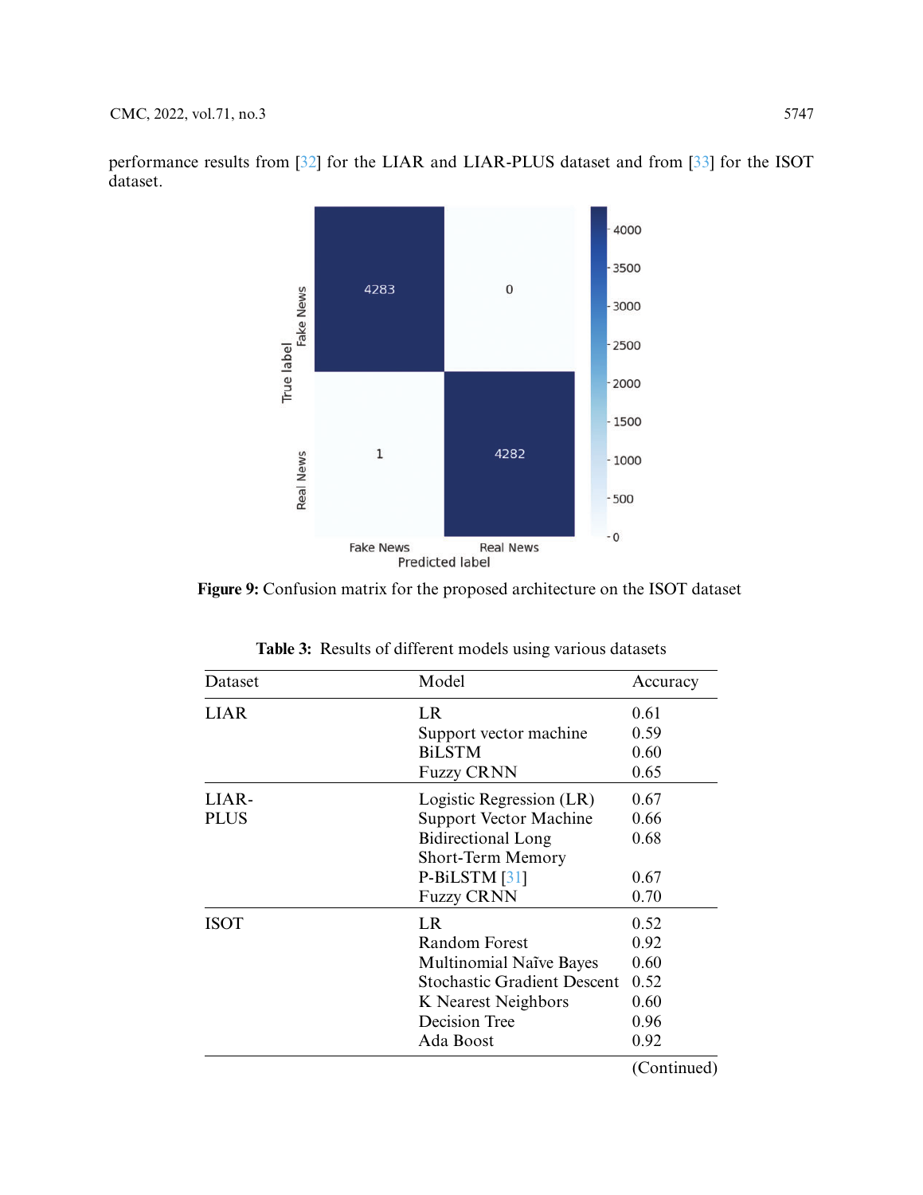performance results from [32] for the LIAR and LIAR-PLUS dataset and from [33] for the ISOT dataset.

**Figure 9:** Confusion matrix for the proposed architecture on the ISOT dataset

**Table 3:** Results of different models using various datasets

| Dataset | Model | Accuracy |
|---|---|---|
| LIAR | LR | 0.61 |
| | Support vector machine | 0.59 |
| | BiLSTM | 0.60 |
| | Fuzzy CRNN | 0.65 |
| LIAR-PLUS | Logistic Regression (LR) | 0.67 |
| | Support Vector Machine | 0.66 |
| | Bidirectional Long Short-Term Memory | 0.68 |
| | P-BiLSTM [31] | 0.67 |
| | Fuzzy CRNN | 0.70 |
| ISOT | LR | 0.52 |
| | Random Forest | 0.92 |
| | Multinomial Naïve Bayes | 0.60 |
| | Stochastic Gradient Descent | 0.52 |
| | K Nearest Neighbors | 0.60 |
| | Decision Tree | 0.96 |
| | Ada Boost | 0.92 |

(Continued)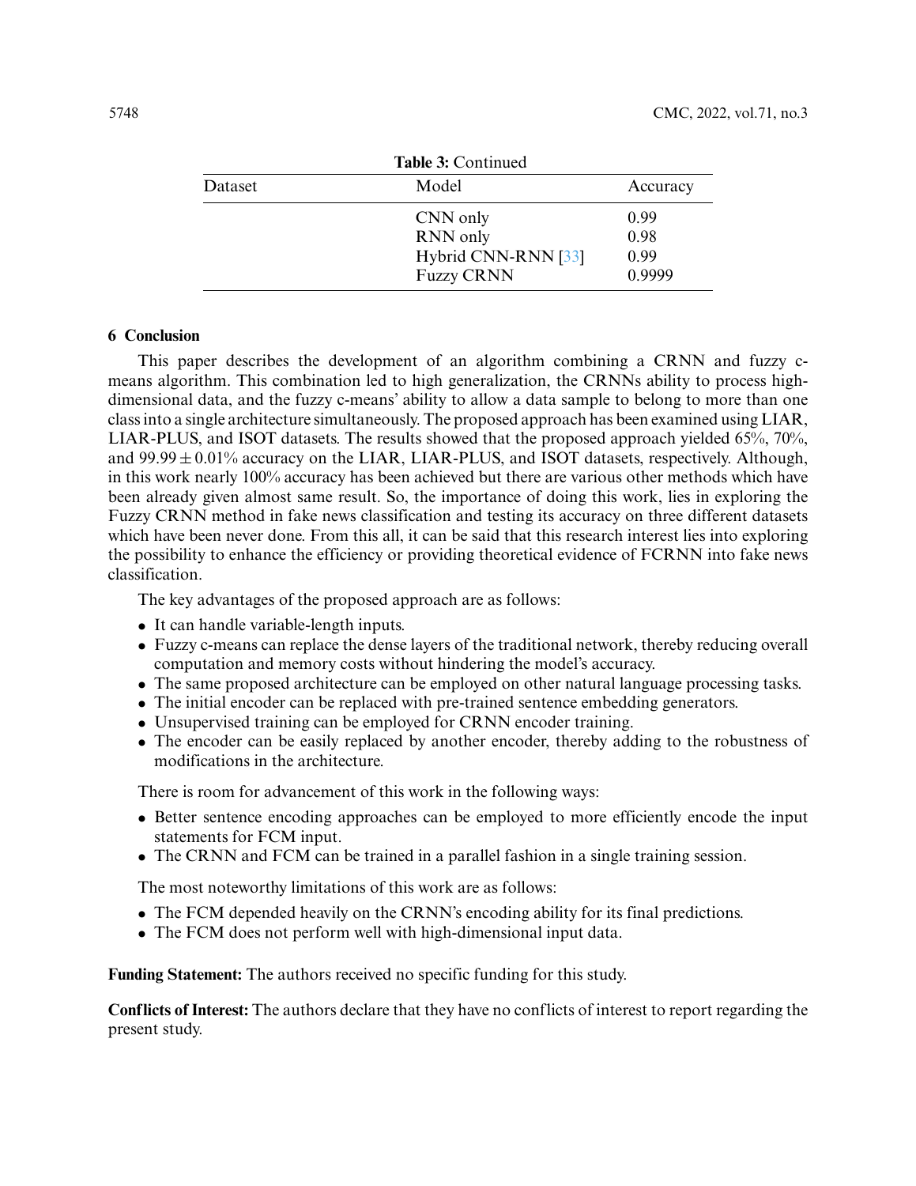**Table 3:** Continued

| Dataset | Model | Accuracy |
|---|---|---|
| | CNN only | 0.99 |
| | RNN only | 0.98 |
| | Hybrid CNN-RNN [33] | 0.99 |
| | Fuzzy CRNN | 0.9999 |

## 6 Conclusion

This paper describes the development of an algorithm combining a CRNN and fuzzy c-means algorithm. This combination led to high generalization, the CRNNs ability to process high-dimensional data, and the fuzzy c-means' ability to allow a data sample to belong to more than one class into a single architecture simultaneously. The proposed approach has been examined using LIAR, LIAR-PLUS, and ISOT datasets. The results showed that the proposed approach yielded 65%, 70%, and $99.99 \pm 0.01\%$ accuracy on the LIAR, LIAR-PLUS, and ISOT datasets, respectively. Although, in this work nearly 100% accuracy has been achieved but there are various other methods which have been already given almost same result. So, the importance of doing this work, lies in exploring the Fuzzy CRNN method in fake news classification and testing its accuracy on three different datasets which have been never done. From this all, it can be said that this research interest lies into exploring the possibility to enhance the efficiency or providing theoretical evidence of FCRNN into fake news classification.

The key advantages of the proposed approach are as follows:

- It can handle variable-length inputs.
- Fuzzy c-means can replace the dense layers of the traditional network, thereby reducing overall computation and memory costs without hindering the model's accuracy.
- The same proposed architecture can be employed on other natural language processing tasks.
- The initial encoder can be replaced with pre-trained sentence embedding generators.
- Unsupervised training can be employed for CRNN encoder training.
- The encoder can be easily replaced by another encoder, thereby adding to the robustness of modifications in the architecture.

There is room for advancement of this work in the following ways:

- Better sentence encoding approaches can be employed to more efficiently encode the input statements for FCM input.
- The CRNN and FCM can be trained in a parallel fashion in a single training session.

The most noteworthy limitations of this work are as follows:

- The FCM depended heavily on the CRNN's encoding ability for its final predictions.
- The FCM does not perform well with high-dimensional input data.

**Funding Statement:** The authors received no specific funding for this study.

**Conflicts of Interest:** The authors declare that they have no conflicts of interest to report regarding the present study.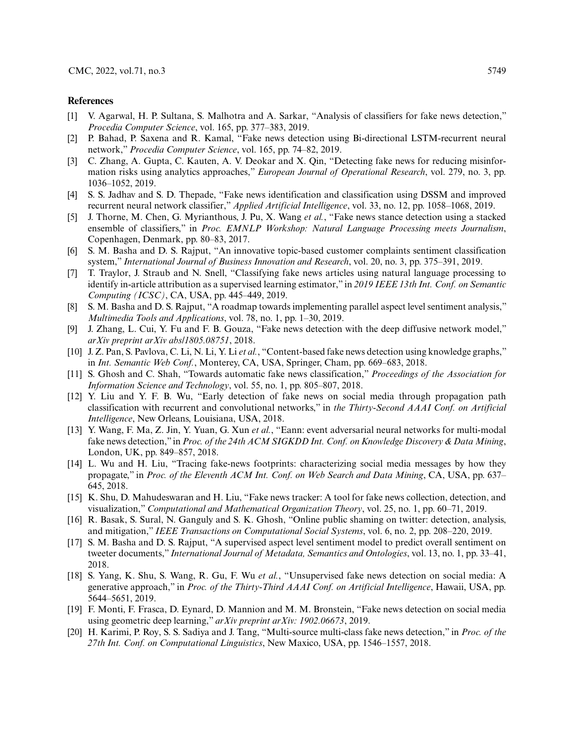## References

[1] V. Agarwal, H. P. Sultana, S. Malhotra and A. Sarkar, "Analysis of classifiers for fake news detection," *Procedia Computer Science*, vol. 165, pp. 377–383, 2019.

[2] P. Bahad, P. Saxena and R. Kamal, "Fake news detection using Bi-directional LSTM-recurrent neural network," *Procedia Computer Science*, vol. 165, pp. 74–82, 2019.

[3] C. Zhang, A. Gupta, C. Kauten, A. V. Deokar and X. Qin, "Detecting fake news for reducing misinformation risks using analytics approaches," *European Journal of Operational Research*, vol. 279, no. 3, pp. 1036–1052, 2019.

[4] S. S. Jadhav and S. D. Thepade, "Fake news identification and classification using DSSM and improved recurrent neural network classifier," *Applied Artificial Intelligence*, vol. 33, no. 12, pp. 1058–1068, 2019.

[5] J. Thorne, M. Chen, G. Myrianthous, J. Pu, X. Wang *et al.*, "Fake news stance detection using a stacked ensemble of classifiers," in *Proc. EMNLP Workshop: Natural Language Processing meets Journalism*, Copenhagen, Denmark, pp. 80–83, 2017.

[6] S. M. Basha and D. S. Rajput, "An innovative topic-based customer complaints sentiment classification system," *International Journal of Business Innovation and Research*, vol. 20, no. 3, pp. 375–391, 2019.

[7] T. Traylor, J. Straub and N. Snell, "Classifying fake news articles using natural language processing to identify in-article attribution as a supervised learning estimator," in *2019 IEEE 13th Int. Conf. on Semantic Computing (ICSC)*, CA, USA, pp. 445–449, 2019.

[8] S. M. Basha and D. S. Rajput, "A roadmap towards implementing parallel aspect level sentiment analysis," *Multimedia Tools and Applications*, vol. 78, no. 1, pp. 1–30, 2019.

[9] J. Zhang, L. Cui, Y. Fu and F. B. Gouza, "Fake news detection with the deep diffusive network model," *arXiv preprint arXiv abs/1805.08751*, 2018.

[10] J. Z. Pan, S. Pavlova, C. Li, N. Li, Y. Li *et al.*, "Content-based fake news detection using knowledge graphs," in *Int. Semantic Web Conf.*, Monterey, CA, USA, Springer, Cham, pp. 669–683, 2018.

[11] S. Ghosh and C. Shah, "Towards automatic fake news classification," *Proceedings of the Association for Information Science and Technology*, vol. 55, no. 1, pp. 805–807, 2018.

[12] Y. Liu and Y. F. B. Wu, "Early detection of fake news on social media through propagation path classification with recurrent and convolutional networks," in *the Thirty-Second AAAI Conf. on Artificial Intelligence*, New Orleans, Louisiana, USA, 2018.

[13] Y. Wang, F. Ma, Z. Jin, Y. Yuan, G. Xun *et al.*, "Eann: event adversarial neural networks for multi-modal fake news detection," in *Proc. of the 24th ACM SIGKDD Int. Conf. on Knowledge Discovery & Data Mining*, London, UK, pp. 849–857, 2018.

[14] L. Wu and H. Liu, "Tracing fake-news footprints: characterizing social media messages by how they propagate," in *Proc. of the Eleventh ACM Int. Conf. on Web Search and Data Mining*, CA, USA, pp. 637–645, 2018.

[15] K. Shu, D. Mahudeswaran and H. Liu, "Fake news tracker: A tool for fake news collection, detection, and visualization," *Computational and Mathematical Organization Theory*, vol. 25, no. 1, pp. 60–71, 2019.

[16] R. Basak, S. Sural, N. Ganguly and S. K. Ghosh, "Online public shaming on twitter: detection, analysis, and mitigation," *IEEE Transactions on Computational Social Systems*, vol. 6, no. 2, pp. 208–220, 2019.

[17] S. M. Basha and D. S. Rajput, "A supervised aspect level sentiment model to predict overall sentiment on tweeter documents," *International Journal of Metadata, Semantics and Ontologies*, vol. 13, no. 1, pp. 33–41, 2018.

[18] S. Yang, K. Shu, S. Wang, R. Gu, F. Wu *et al.*, "Unsupervised fake news detection on social media: A generative approach," in *Proc. of the Thirty-Third AAAI Conf. on Artificial Intelligence*, Hawaii, USA, pp. 5644–5651, 2019.

[19] F. Monti, F. Frasca, D. Eynard, D. Mannion and M. M. Bronstein, "Fake news detection on social media using geometric deep learning," *arXiv preprint arXiv: 1902.06673*, 2019.

[20] H. Karimi, P. Roy, S. S. Sadiya and J. Tang, "Multi-source multi-class fake news detection," in *Proc. of the 27th Int. Conf. on Computational Linguistics*, New Maxico, USA, pp. 1546–1557, 2018.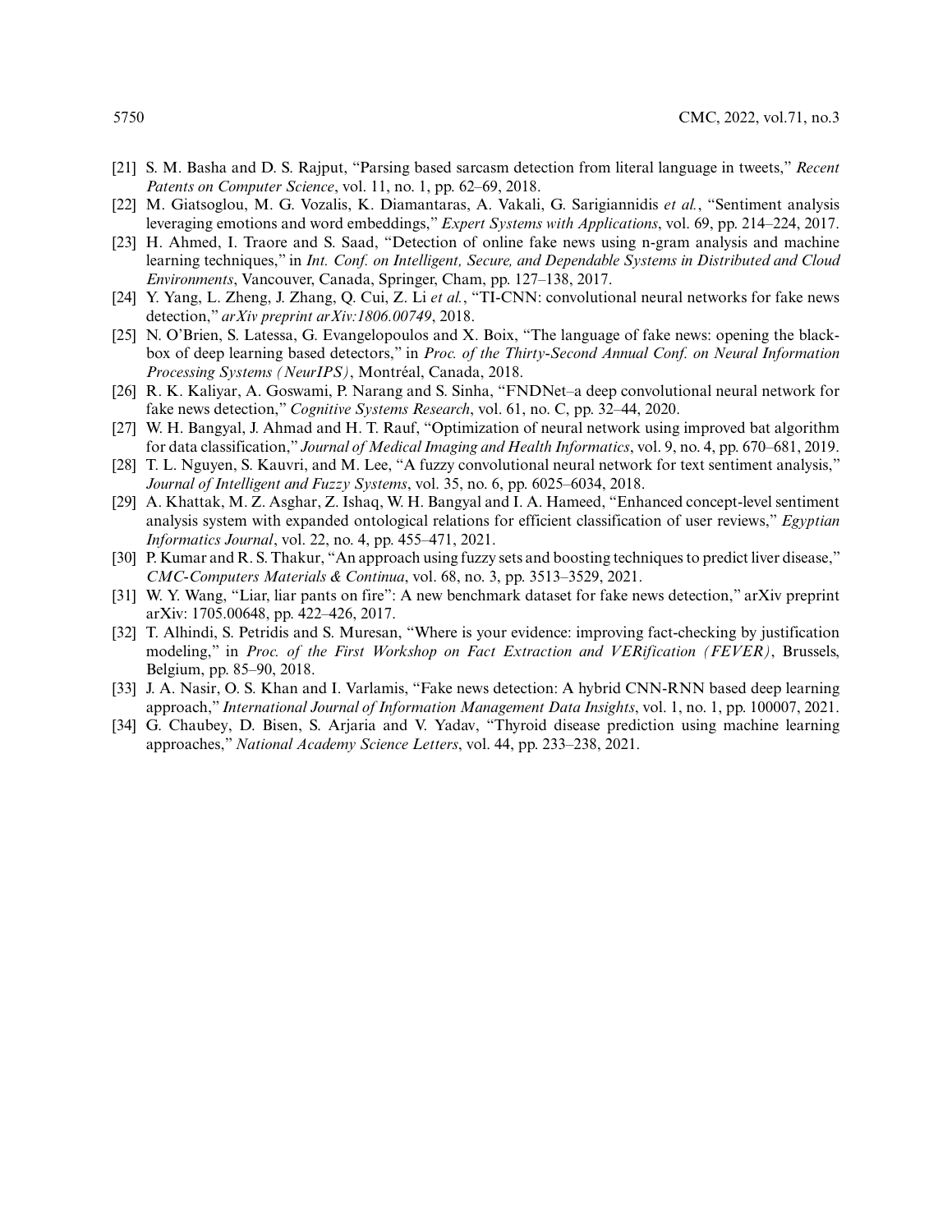[21] S. M. Basha and D. S. Rajput, "Parsing based sarcasm detection from literal language in tweets," *Recent Patents on Computer Science*, vol. 11, no. 1, pp. 62–69, 2018.

[22] M. Giatsoglou, M. G. Vozalis, K. Diamantaras, A. Vakali, G. Sarigiannidis *et al.*, "Sentiment analysis leveraging emotions and word embeddings," *Expert Systems with Applications*, vol. 69, pp. 214–224, 2017.

[23] H. Ahmed, I. Traore and S. Saad, "Detection of online fake news using n-gram analysis and machine learning techniques," in *Int. Conf. on Intelligent, Secure, and Dependable Systems in Distributed and Cloud Environments*, Vancouver, Canada, Springer, Cham, pp. 127–138, 2017.

[24] Y. Yang, L. Zheng, J. Zhang, Q. Cui, Z. Li *et al.*, "TI-CNN: convolutional neural networks for fake news detection," *arXiv preprint arXiv:1806.00749*, 2018.

[25] N. O'Brien, S. Latessa, G. Evangelopoulos and X. Boix, "The language of fake news: opening the black-box of deep learning based detectors," in *Proc. of the Thirty-Second Annual Conf. on Neural Information Processing Systems (NeurIPS)*, Montréal, Canada, 2018.

[26] R. K. Kaliyar, A. Goswami, P. Narang and S. Sinha, "FNDNet–a deep convolutional neural network for fake news detection," *Cognitive Systems Research*, vol. 61, no. C, pp. 32–44, 2020.

[27] W. H. Bangyal, J. Ahmad and H. T. Rauf, "Optimization of neural network using improved bat algorithm for data classification," *Journal of Medical Imaging and Health Informatics*, vol. 9, no. 4, pp. 670–681, 2019.

[28] T. L. Nguyen, S. Kauvri, and M. Lee, "A fuzzy convolutional neural network for text sentiment analysis," *Journal of Intelligent and Fuzzy Systems*, vol. 35, no. 6, pp. 6025–6034, 2018.

[29] A. Khattak, M. Z. Asghar, Z. Ishaq, W. H. Bangyal and I. A. Hameed, "Enhanced concept-level sentiment analysis system with expanded ontological relations for efficient classification of user reviews," *Egyptian Informatics Journal*, vol. 22, no. 4, pp. 455–471, 2021.

[30] P. Kumar and R. S. Thakur, "An approach using fuzzy sets and boosting techniques to predict liver disease," *CMC-Computers Materials & Continua*, vol. 68, no. 3, pp. 3513–3529, 2021.

[31] W. Y. Wang, "Liar, liar pants on fire": A new benchmark dataset for fake news detection," arXiv preprint arXiv: 1705.00648, pp. 422–426, 2017.

[32] T. Alhindi, S. Petridis and S. Muresan, "Where is your evidence: improving fact-checking by justification modeling," in *Proc. of the First Workshop on Fact Extraction and VERification (FEVER)*, Brussels, Belgium, pp. 85–90, 2018.

[33] J. A. Nasir, O. S. Khan and I. Varlamis, "Fake news detection: A hybrid CNN-RNN based deep learning approach," *International Journal of Information Management Data Insights*, vol. 1, no. 1, pp. 100007, 2021.

[34] G. Chaubey, D. Bisen, S. Arjaria and V. Yadav, "Thyroid disease prediction using machine learning approaches," *National Academy Science Letters*, vol. 44, pp. 233–238, 2021.